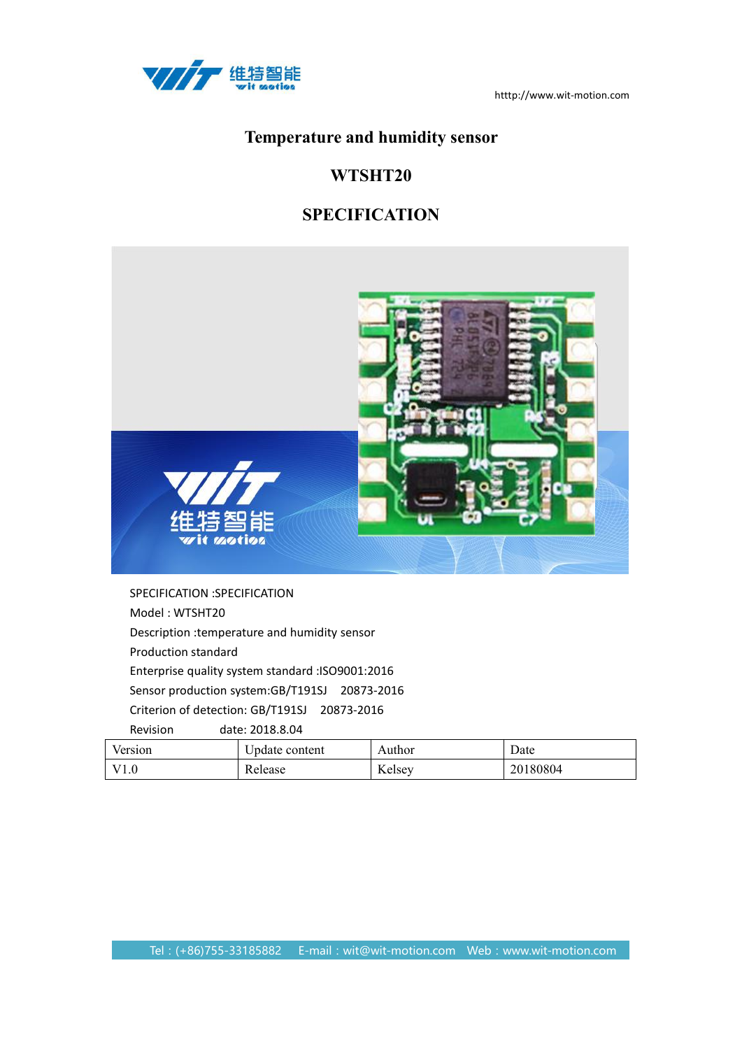http://www.wit-motion.com

# Temperature and humidity sensor

# WTSHT20

# SPECIFICATION

SPECIFICATION :SPECIFICATION

Model : WTSHT20

Description :temperature and humidity sensor

Production standard

Enterprise quality system standard :ISO9001:2016

Sensor production system:GB/T191SJ 20873-2016

Criterion of detection: GB/T191SJ 20873-2016

Revision date: 2018.8.04

| Version | Update content | Author | Date |
|---|---|---|---|
| V1.0 | Release | Kelsey | 20180804 |

Tel：(+86)755-33185882 E-mail：wit@wit-motion.com Web：www.wit-motion.com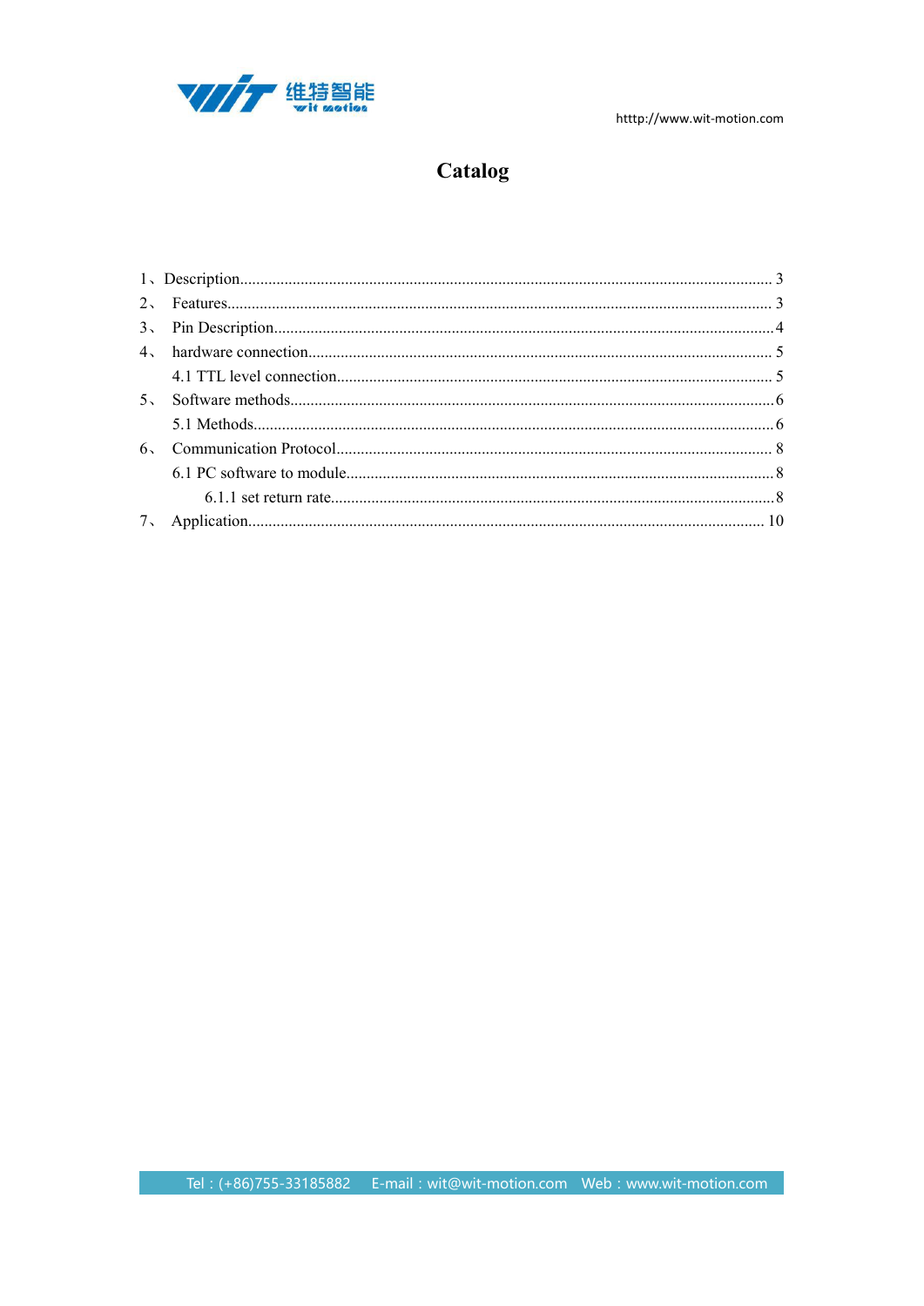# Catalog

1、Description................................................................................................................................ 3

2、 Features.................................................................................................................................... 3

3、 Pin Description..........................................................................................................................4

4、 hardware connection................................................................................................................. 5

4.1 TTL level connection.......................................................................................................... 5

5、 Software methods......................................................................................................................6

5.1 Methods...............................................................................................................................6

6、 Communication Protocol.......................................................................................................... 8

6.1 PC software to module........................................................................................................8

6.1.1 set return rate............................................................................................................8

7、 Application.............................................................................................................................. 10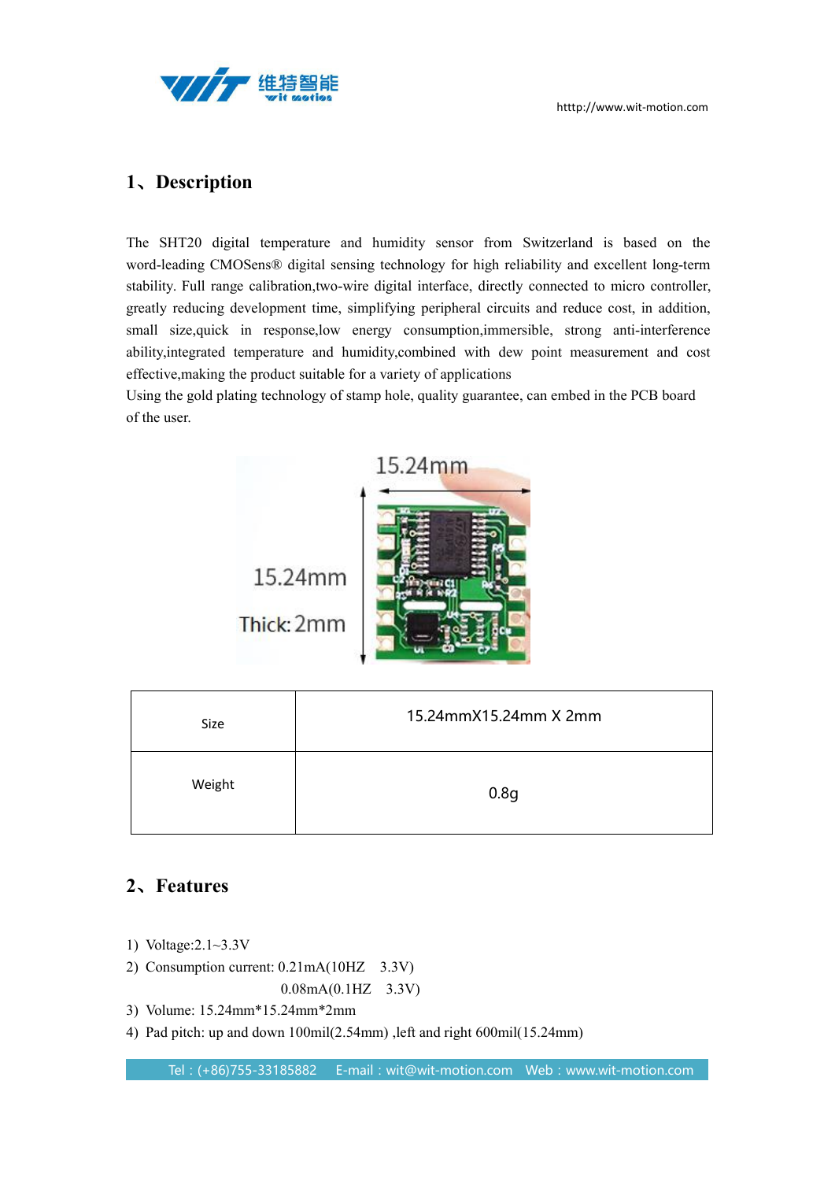## 1、Description

The SHT20 digital temperature and humidity sensor from Switzerland is based on the word-leading CMOSens® digital sensing technology for high reliability and excellent long-term stability. Full range calibration,two-wire digital interface, directly connected to micro controller, greatly reducing development time, simplifying peripheral circuits and reduce cost, in addition, small size,quick in response,low energy consumption,immersible, strong anti-interference ability,integrated temperature and humidity,combined with dew point measurement and cost effective,making the product suitable for a variety of applications

Using the gold plating technology of stamp hole, quality guarantee, can embed in the PCB board of the user.

| Size | 15.24mmX15.24mm X 2mm |
|---|---|
| Weight | 0.8g |

## 2、Features

1) Voltage:2.1~3.3V
2) Consumption current: 0.21mA(10HZ 3.3V)
   0.08mA(0.1HZ 3.3V)
3) Volume: 15.24mm*15.24mm*2mm
4) Pad pitch: up and down 100mil(2.54mm) ,left and right 600mil(15.24mm)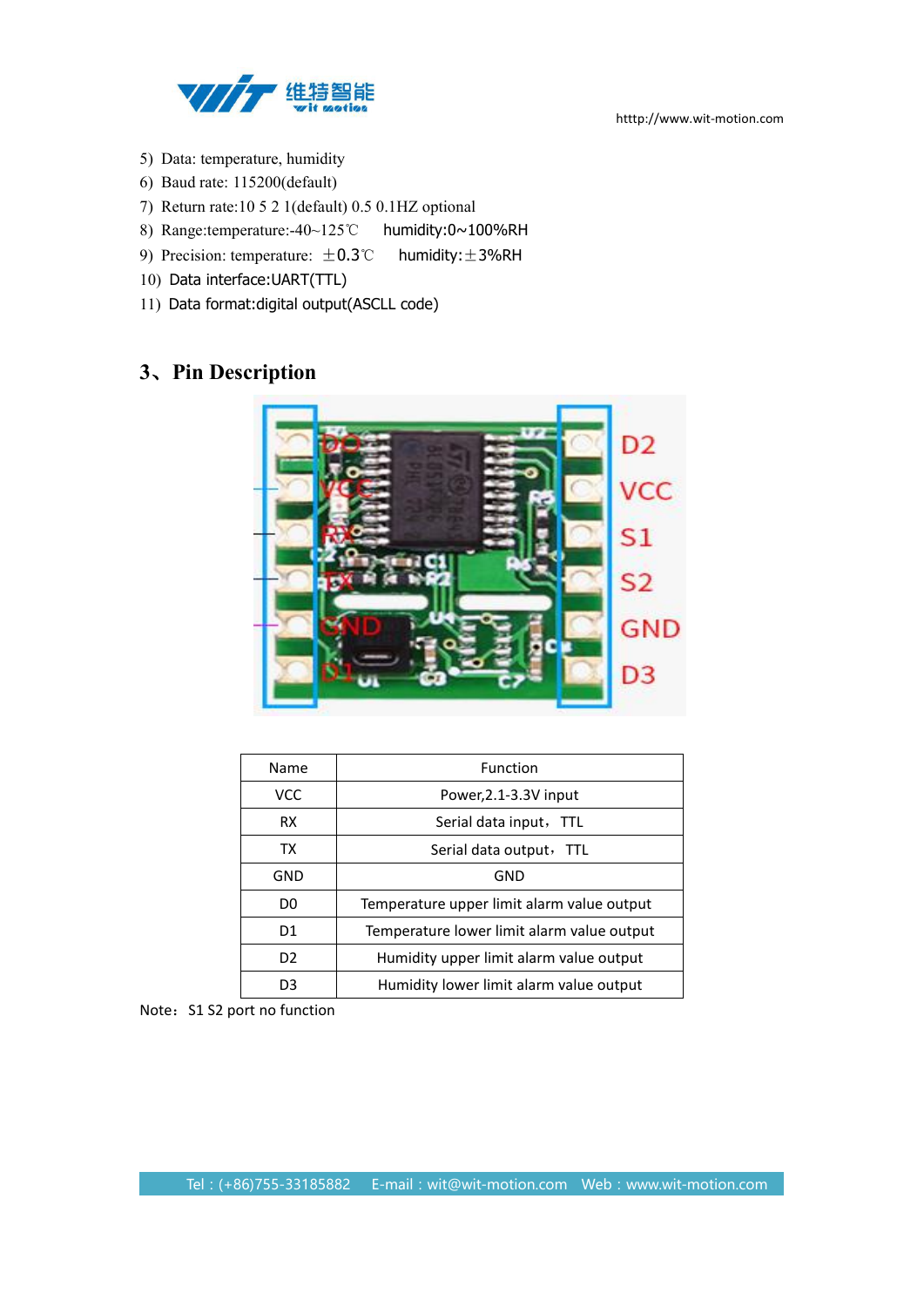5) Data: temperature, humidity
6) Baud rate: 115200(default)
7) Return rate:10 5 2 1(default) 0.5 0.1HZ optional
8) Range:temperature:-40~125℃ humidity:0~100%RH
9) Precision: temperature: ±0.3℃ humidity:±3%RH
10) Data interface:UART(TTL)
11) Data format:digital output(ASCLL code)

## 3、Pin Description

| Name | Function |
|---|---|
| VCC | Power,2.1-3.3V input |
| RX | Serial data input，TTL |
| TX | Serial data output，TTL |
| GND | GND |
| D0 | Temperature upper limit alarm value output |
| D1 | Temperature lower limit alarm value output |
| D2 | Humidity upper limit alarm value output |
| D3 | Humidity lower limit alarm value output |

Note：S1 S2 port no function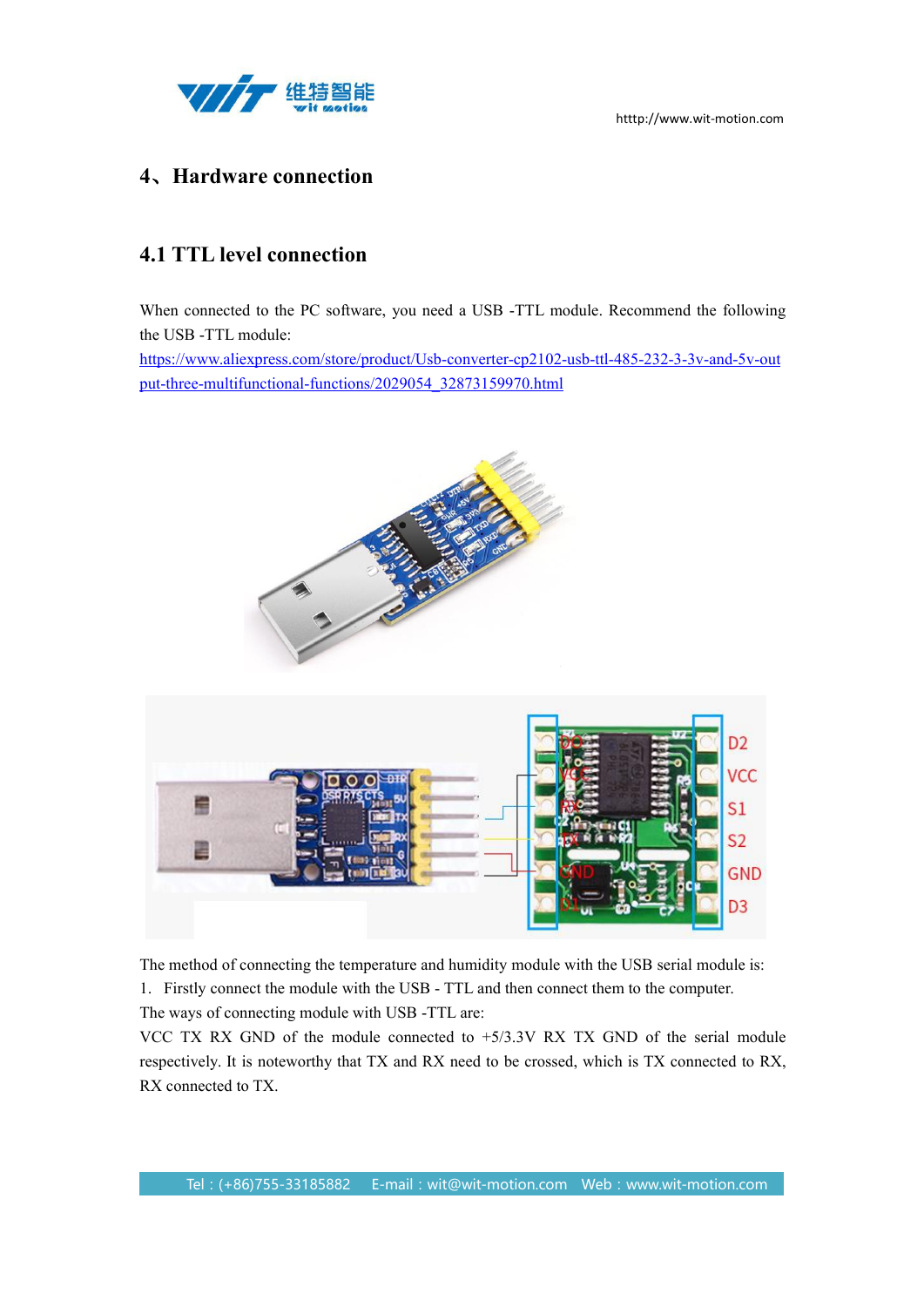# 4、Hardware connection

## 4.1 TTL level connection

When connected to the PC software, you need a USB -TTL module. Recommend the following the USB -TTL module:

https://www.aliexpress.com/store/product/Usb-converter-cp2102-usb-ttl-485-232-3-3v-and-5v-output-three-multifunctional-functions/2029054_32873159970.html

The method of connecting the temperature and humidity module with the USB serial module is:

1. Firstly connect the module with the USB - TTL and then connect them to the computer.

The ways of connecting module with USB -TTL are:

VCC TX RX GND of the module connected to +5/3.3V RX TX GND of the serial module respectively. It is noteworthy that TX and RX need to be crossed, which is TX connected to RX, RX connected to TX.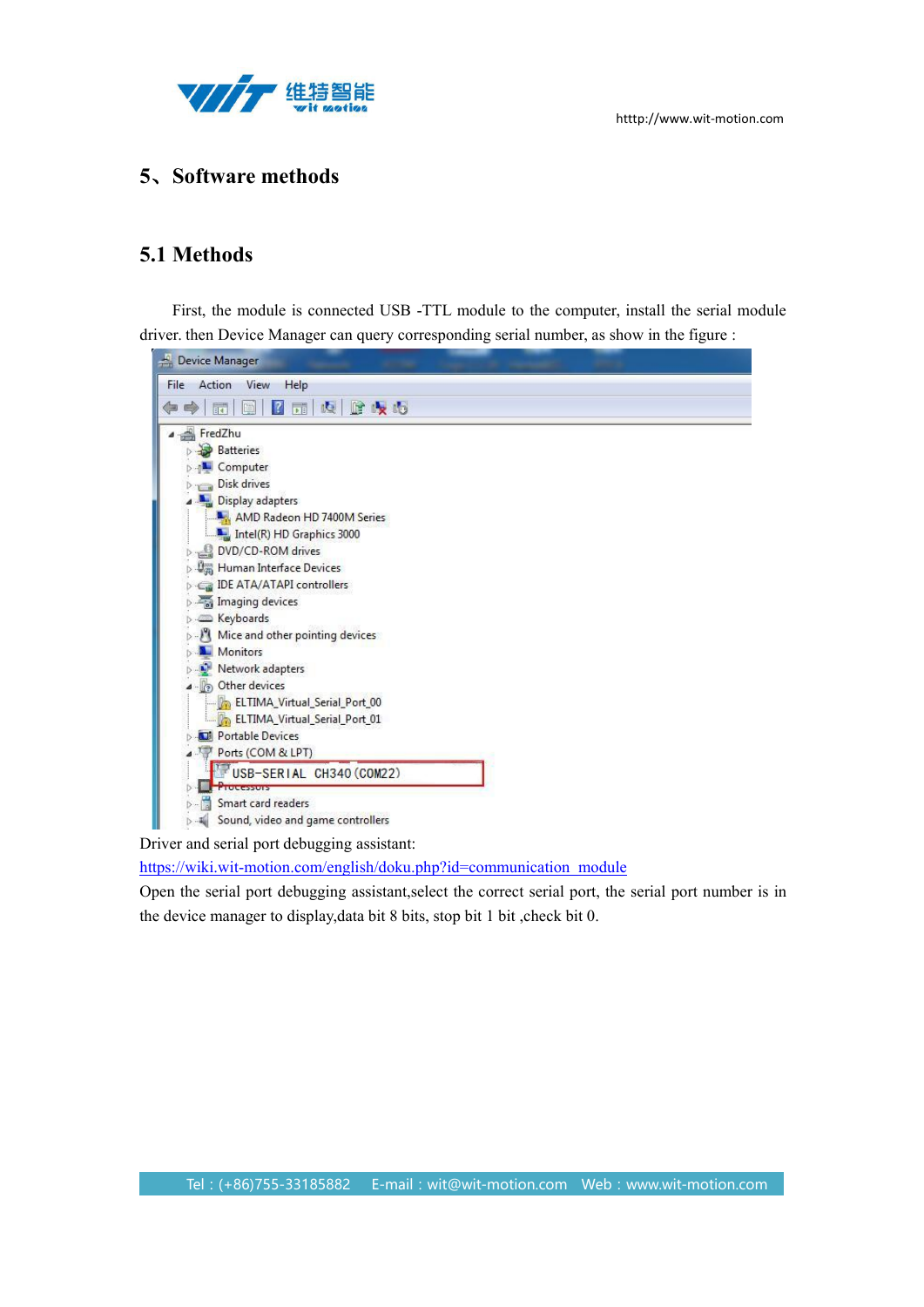## 5、Software methods

### 5.1 Methods

First, the module is connected USB -TTL module to the computer, install the serial module driver. then Device Manager can query corresponding serial number, as show in the figure :

Driver and serial port debugging assistant:

https://wiki.wit-motion.com/english/doku.php?id=communication_module

Open the serial port debugging assistant,select the correct serial port, the serial port number is in the device manager to display,data bit 8 bits, stop bit 1 bit ,check bit 0.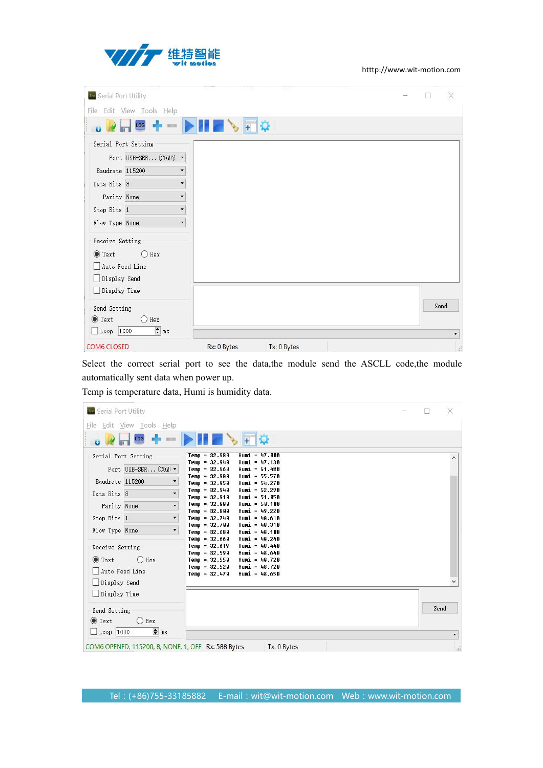Select the correct serial port to see the data,the module send the ASCLL code,the module automatically sent data when power up.

Temp is temperature data, Humi is humidity data.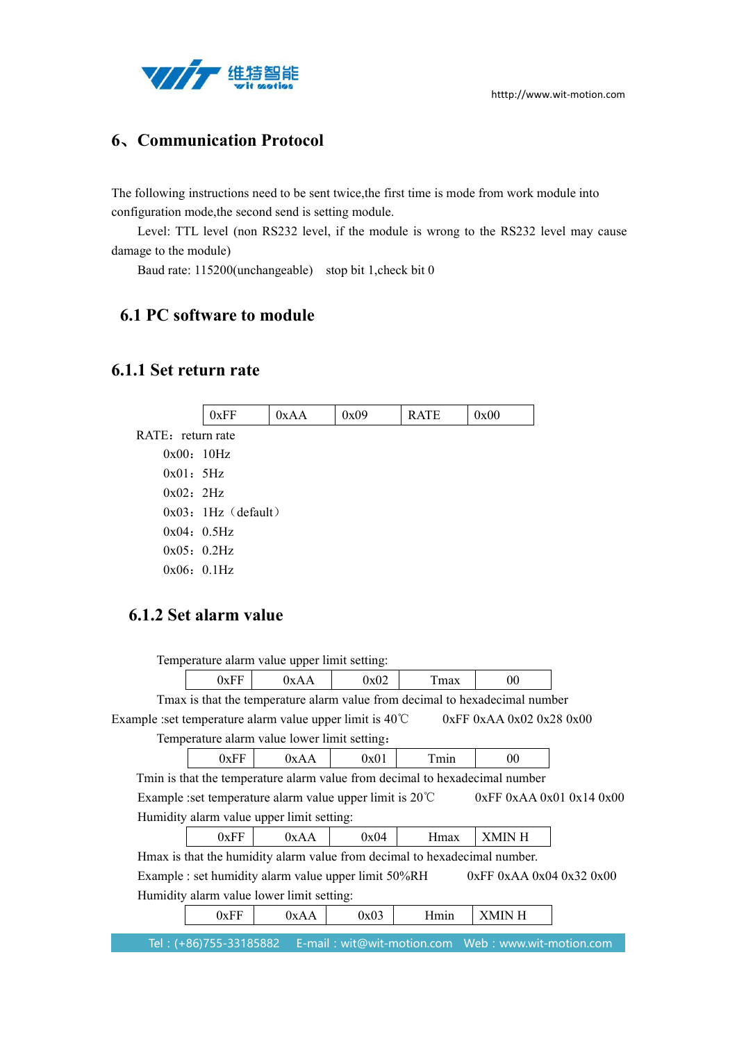# 6、Communication Protocol

The following instructions need to be sent twice,the first time is mode from work module into configuration mode,the second send is setting module.

Level: TTL level (non RS232 level, if the module is wrong to the RS232 level may cause damage to the module)

Baud rate: 115200(unchangeable)　stop bit 1,check bit 0

## 6.1 PC software to module

### 6.1.1 Set return rate

| 0xFF | 0xAA | 0x09 | RATE | 0x00 |
|---|---|---|---|---|

RATE：return rate

0x00：10Hz

0x01：5Hz

0x02：2Hz

0x03：1Hz（default）

0x04：0.5Hz

0x05：0.2Hz

0x06：0.1Hz

### 6.1.2 Set alarm value

Temperature alarm value upper limit setting:

| 0xFF | 0xAA | 0x02 | Tmax | 00 |
|---|---|---|---|---|

Tmax is that the temperature alarm value from decimal to hexadecimal number

Example :set temperature alarm value upper limit is 40℃　　0xFF 0xAA 0x02 0x28 0x00

Temperature alarm value lower limit setting：

| 0xFF | 0xAA | 0x01 | Tmin | 00 |
|---|---|---|---|---|

Tmin is that the temperature alarm value from decimal to hexadecimal number

Example :set temperature alarm value upper limit is 20℃　　0xFF 0xAA 0x01 0x14 0x00

Humidity alarm value upper limit setting:

| 0xFF | 0xAA | 0x04 | Hmax | XMIN H |
|---|---|---|---|---|

Hmax is that the humidity alarm value from decimal to hexadecimal number.

Example : set humidity alarm value upper limit 50%RH　　0xFF 0xAA 0x04 0x32 0x00

Humidity alarm value lower limit setting:

| 0xFF | 0xAA | 0x03 | Hmin | XMIN H |
|---|---|---|---|---|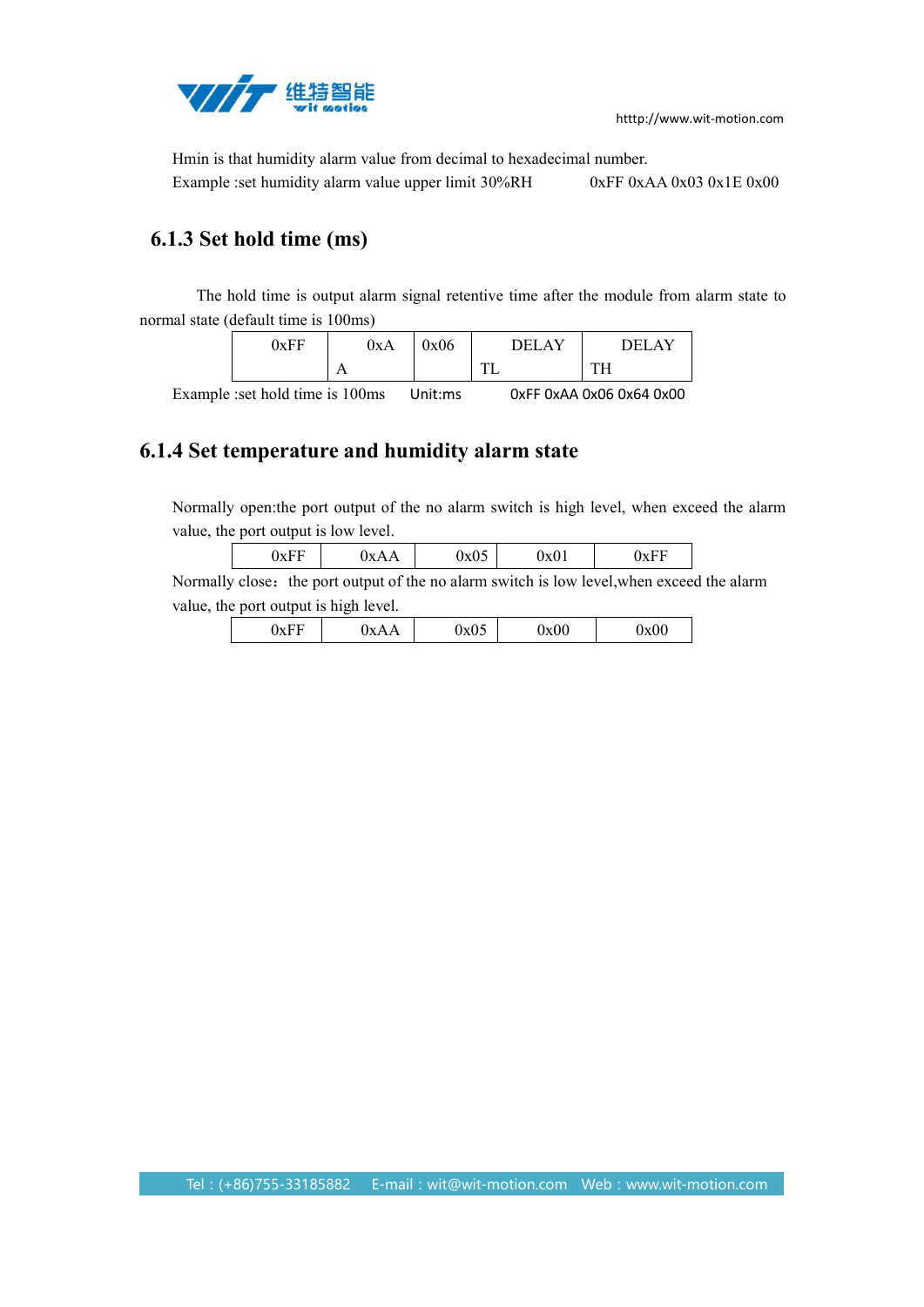Hmin is that humidity alarm value from decimal to hexadecimal number.

Example :set humidity alarm value upper limit 30%RH 0xFF 0xAA 0x03 0x1E 0x00

### 6.1.3 Set hold time (ms)

The hold time is output alarm signal retentive time after the module from alarm state to normal state (default time is 100ms)

| 0xFF | 0xAA | 0x06 | DELAY TL | DELAY TH |
|---|---|---|---|---|

Example :set hold time is 100ms Unit:ms 0xFF 0xAA 0x06 0x64 0x00

### 6.1.4 Set temperature and humidity alarm state

Normally open:the port output of the no alarm switch is high level, when exceed the alarm value, the port output is low level.

| 0xFF | 0xAA | 0x05 | 0x01 | 0xFF |
|---|---|---|---|---|

Normally close：the port output of the no alarm switch is low level,when exceed the alarm value, the port output is high level.

| 0xFF | 0xAA | 0x05 | 0x00 | 0x00 |
|---|---|---|---|---|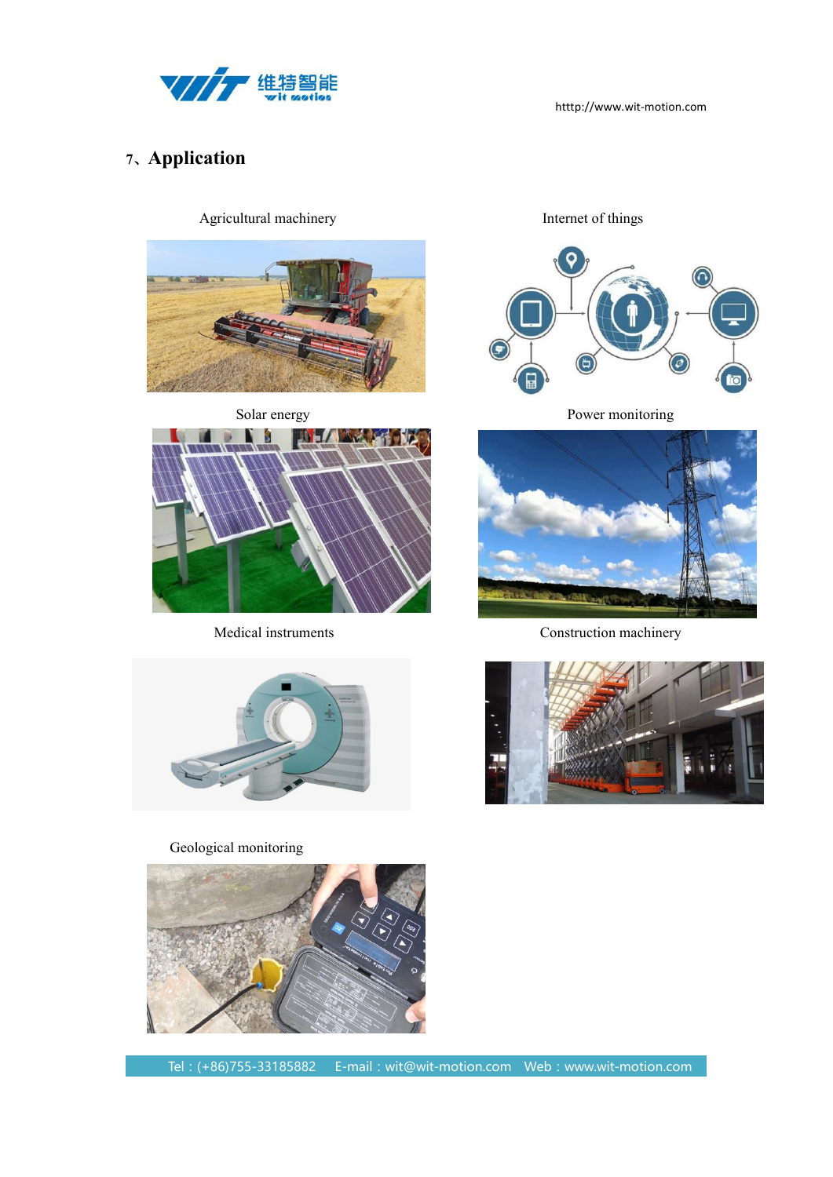# 7、Application

Agricultural machinery

Internet of things

Solar energy

Power monitoring

Medical instruments

Construction machinery

Geological monitoring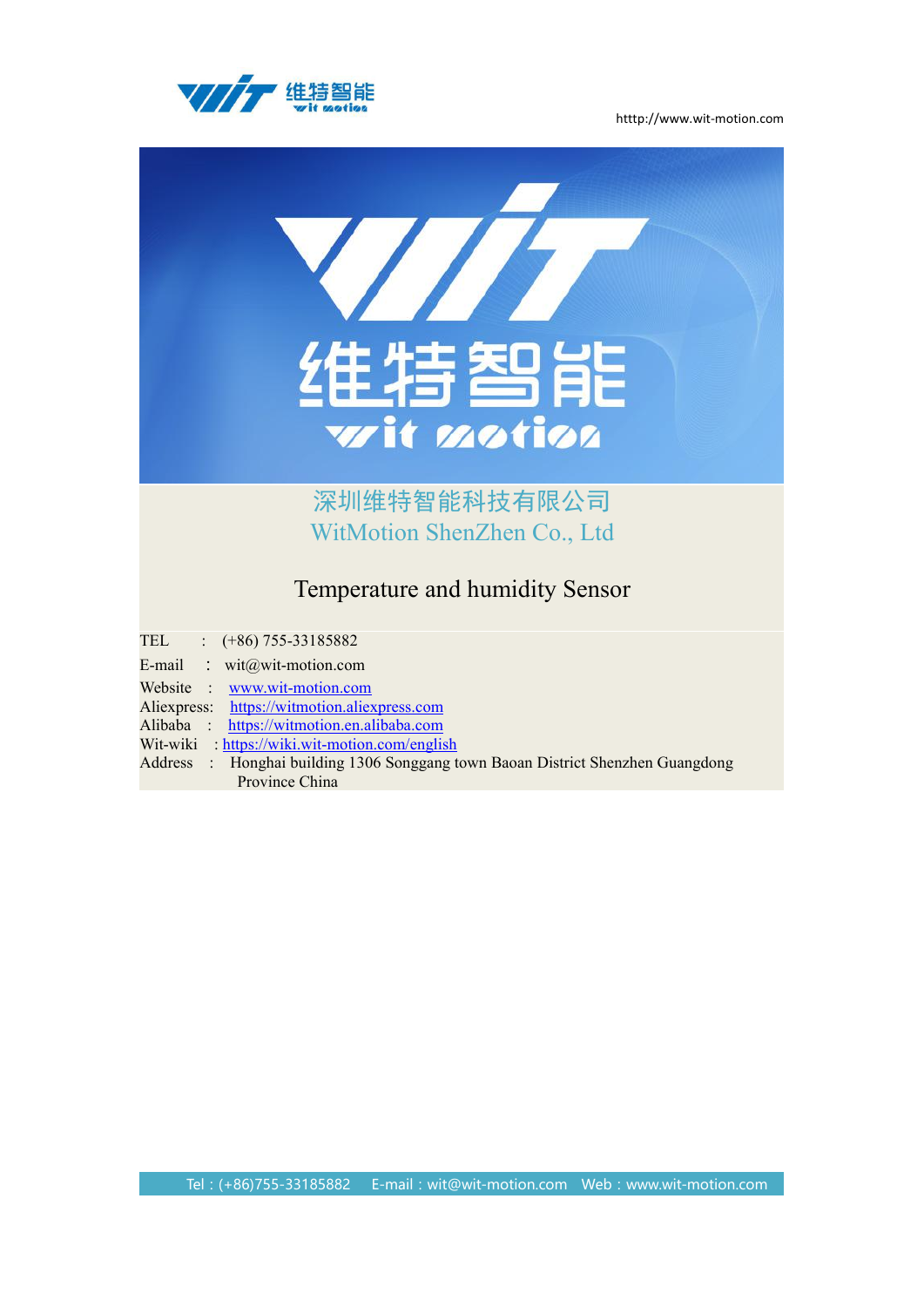深圳维特智能科技有限公司
WitMotion ShenZhen Co., Ltd

Temperature and humidity Sensor

TEL : (+86) 755-33185882
E-mail : wit@wit-motion.com
Website : www.wit-motion.com
Aliexpress: https://witmotion.aliexpress.com
Alibaba : https://witmotion.en.alibaba.com
Wit-wiki : https://wiki.wit-motion.com/english
Address : Honghai building 1306 Songgang town Baoan District Shenzhen Guangdong Province China